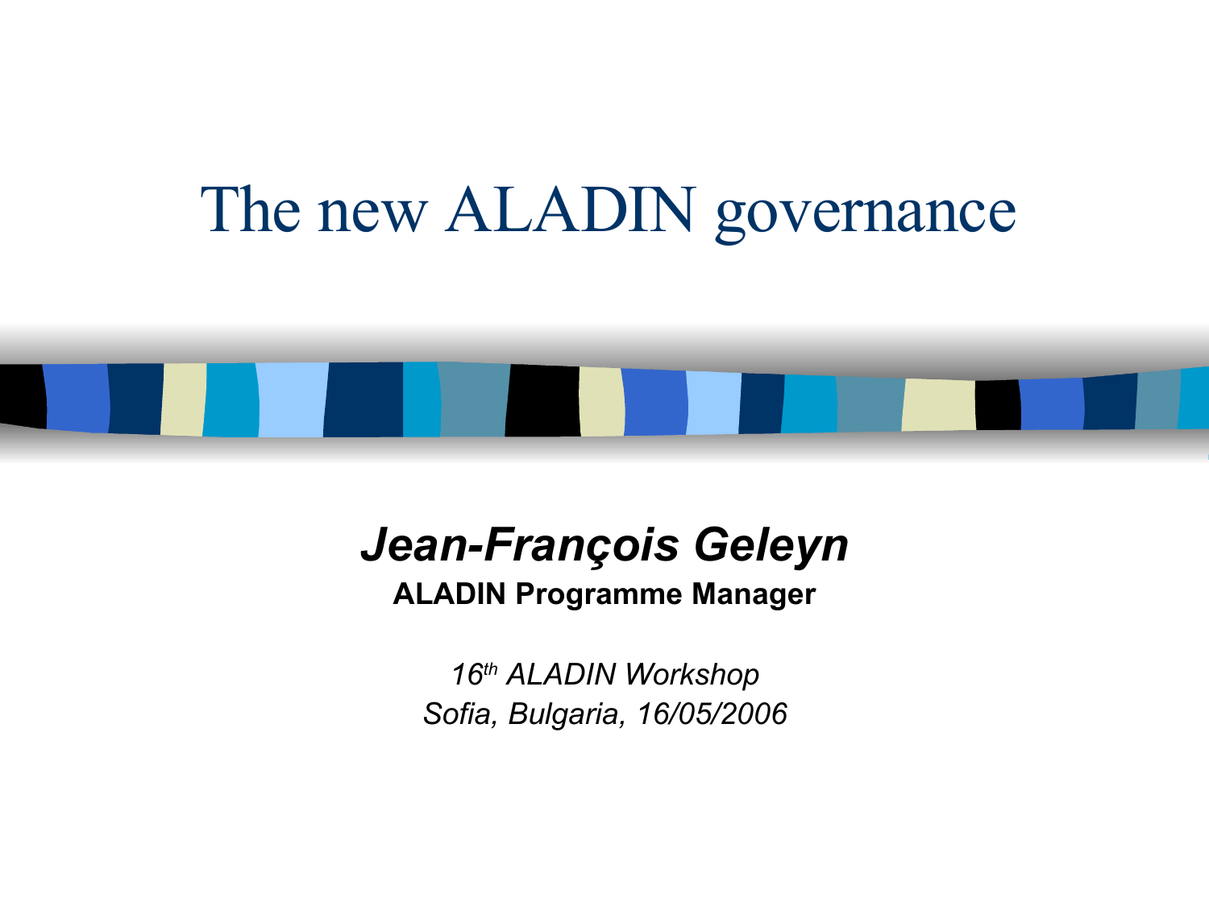# The new ALADIN governance

***Jean-François Geleyn***

**ALADIN Programme Manager**

*16th ALADIN Workshop*

*Sofia, Bulgaria, 16/05/2006*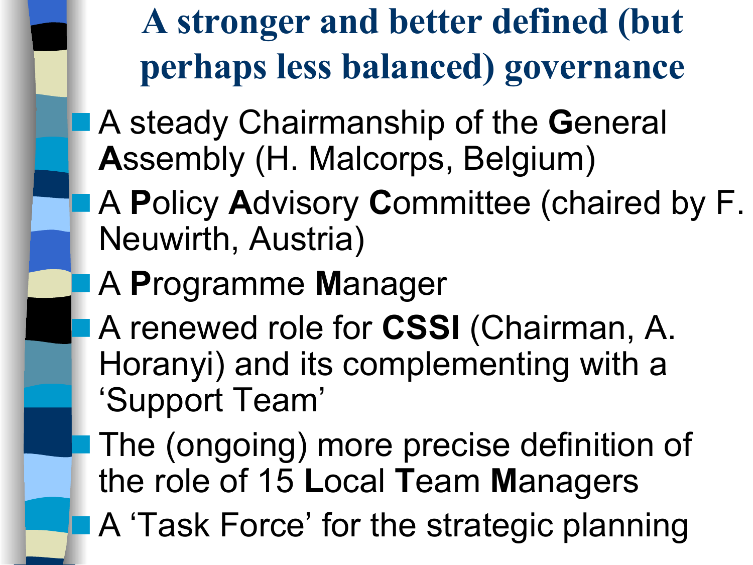# A stronger and better defined (but perhaps less balanced) governance

- A steady Chairmanship of the **G**eneral **A**ssembly (H. Malcorps, Belgium)
- A **P**olicy **A**dvisory **C**ommittee (chaired by F. Neuwirth, Austria)
- A **P**rogramme **M**anager
- A renewed role for **CSSI** (Chairman, A. Horanyi) and its complementing with a 'Support Team'
- The (ongoing) more precise definition of the role of 15 **L**ocal **T**eam **M**anagers
- A 'Task Force' for the strategic planning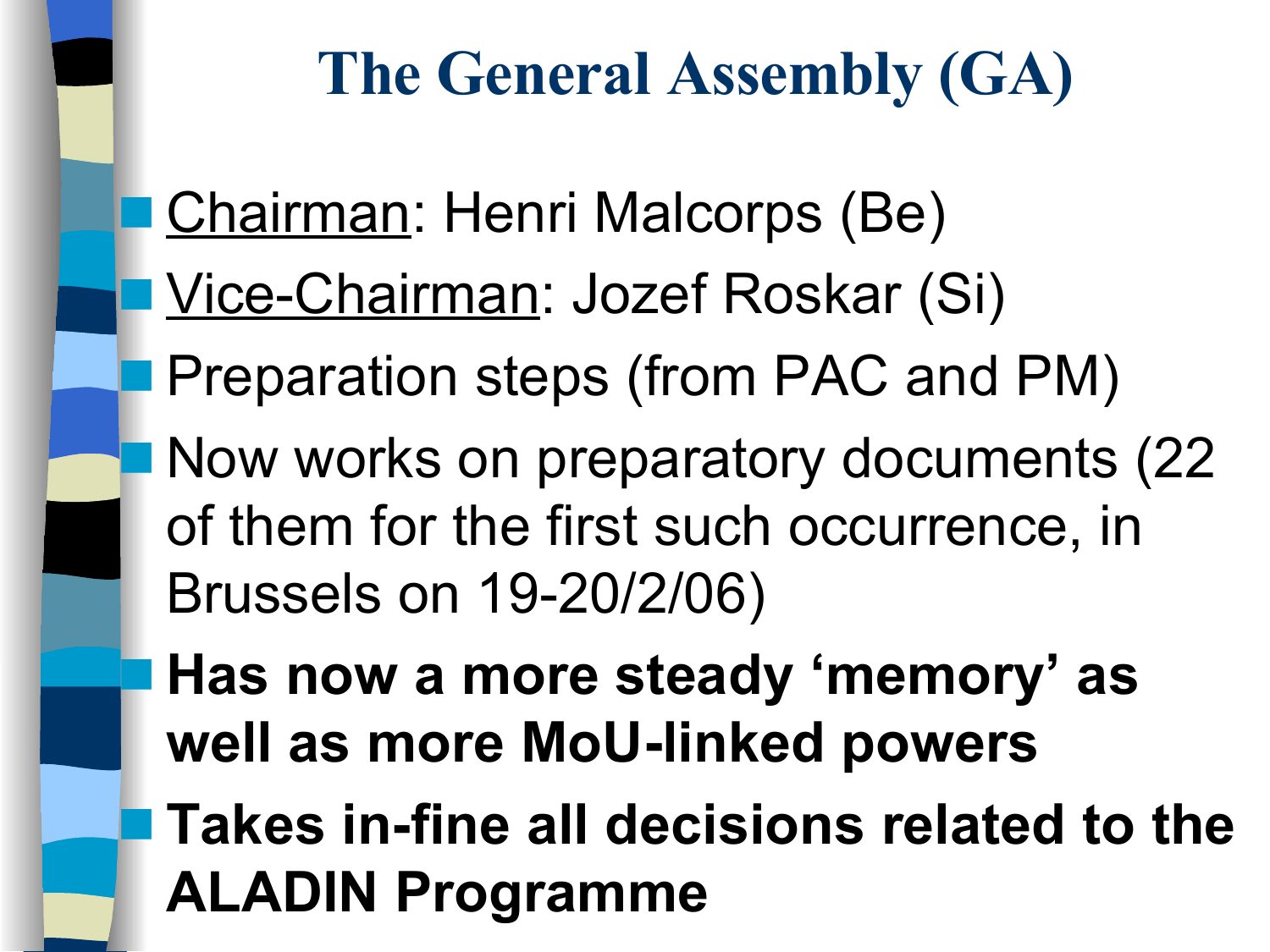# The General Assembly (GA)

- Chairman: Henri Malcorps (Be)
- Vice-Chairman: Jozef Roskar (Si)
- Preparation steps (from PAC and PM)
- Now works on preparatory documents (22 of them for the first such occurrence, in Brussels on 19-20/2/06)
- **Has now a more steady ‘memory’ as well as more MoU-linked powers**
- **Takes in-fine all decisions related to the ALADIN Programme**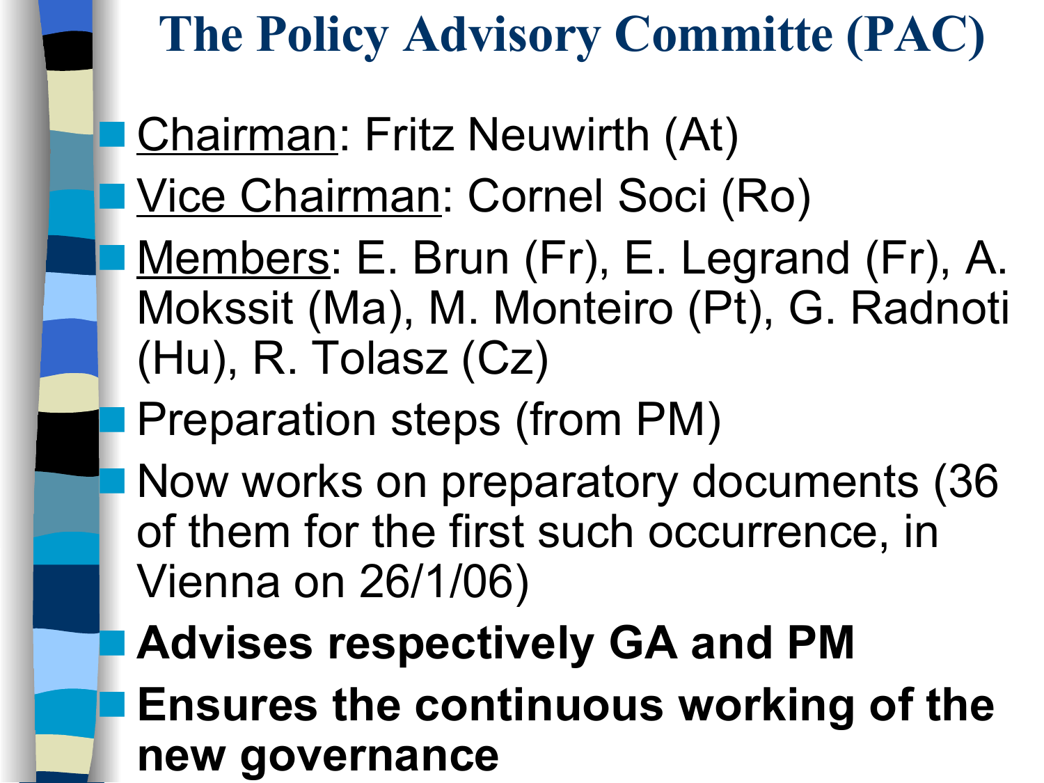# The Policy Advisory Committe (PAC)

- Chairman: Fritz Neuwirth (At)
- Vice Chairman: Cornel Soci (Ro)
- Members: E. Brun (Fr), E. Legrand (Fr), A. Mokssit (Ma), M. Monteiro (Pt), G. Radnoti (Hu), R. Tolasz (Cz)
- Preparation steps (from PM)
- Now works on preparatory documents (36 of them for the first such occurrence, in Vienna on 26/1/06)
- **Advises respectively GA and PM**
- **Ensures the continuous working of the new governance**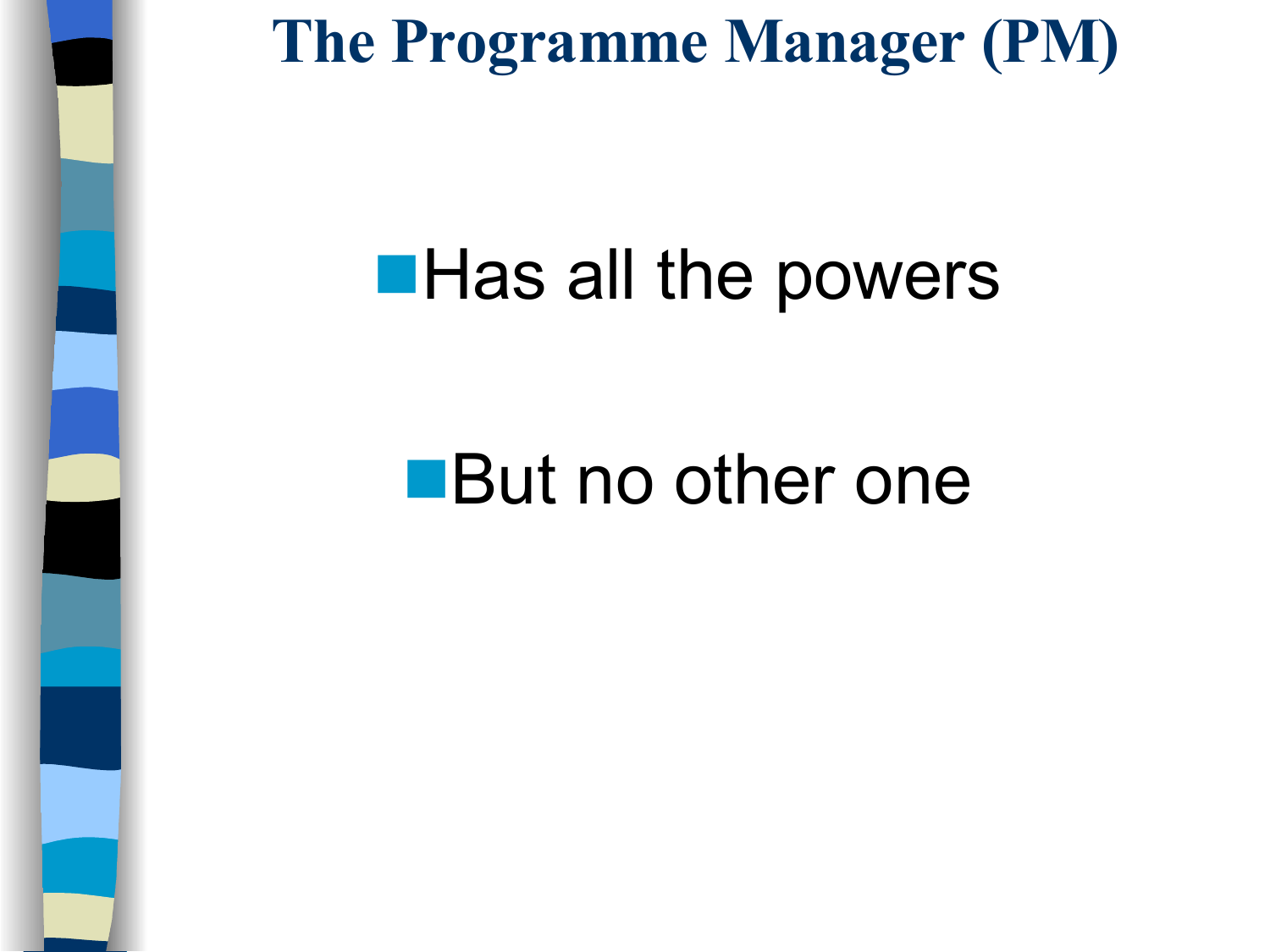# The Programme Manager (PM)

- Has all the powers
- But no other one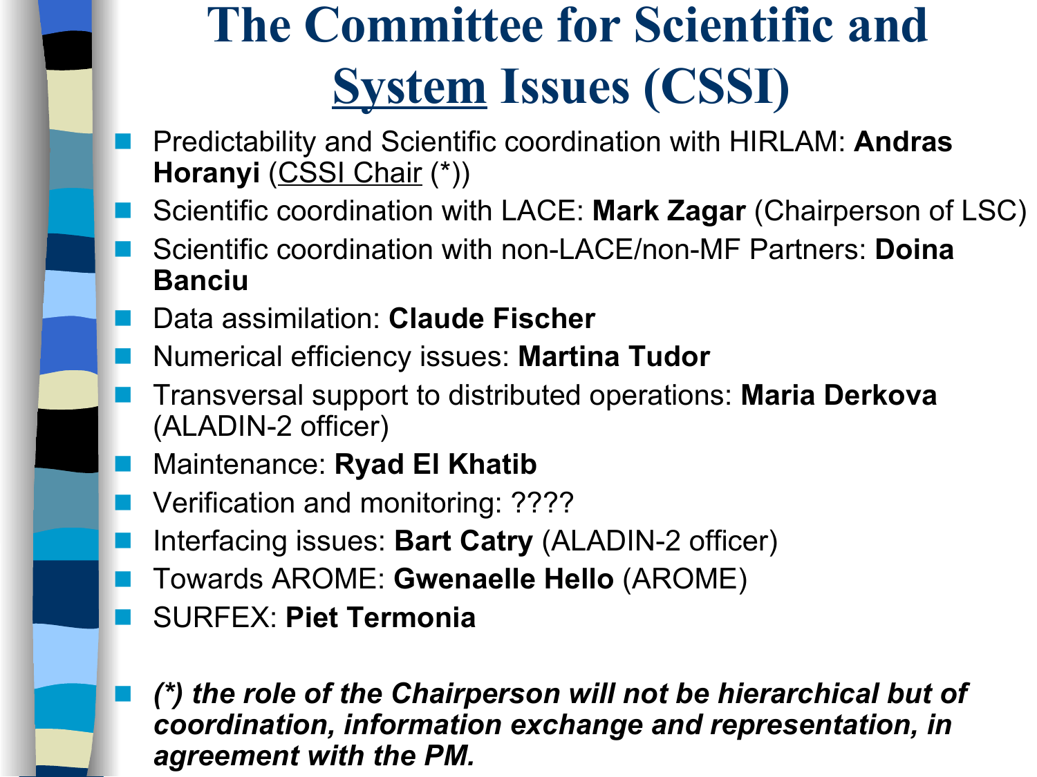# The Committee for Scientific and <u>System</u> Issues (CSSI)

- Predictability and Scientific coordination with HIRLAM: **Andras Horanyi** (<u>CSSI Chair</u> (*))
- Scientific coordination with LACE: **Mark Zagar** (Chairperson of LSC)
- Scientific coordination with non-LACE/non-MF Partners: **Doina Banciu**
- Data assimilation: **Claude Fischer**
- Numerical efficiency issues: **Martina Tudor**
- Transversal support to distributed operations: **Maria Derkova** (ALADIN-2 officer)
- Maintenance: **Ryad El Khatib**
- Verification and monitoring: ????
- Interfacing issues: **Bart Catry** (ALADIN-2 officer)
- Towards AROME: **Gwenaelle Hello** (AROME)
- SURFEX: **Piet Termonia**

- ***(*) the role of the Chairperson will not be hierarchical but of coordination, information exchange and representation, in agreement with the PM.***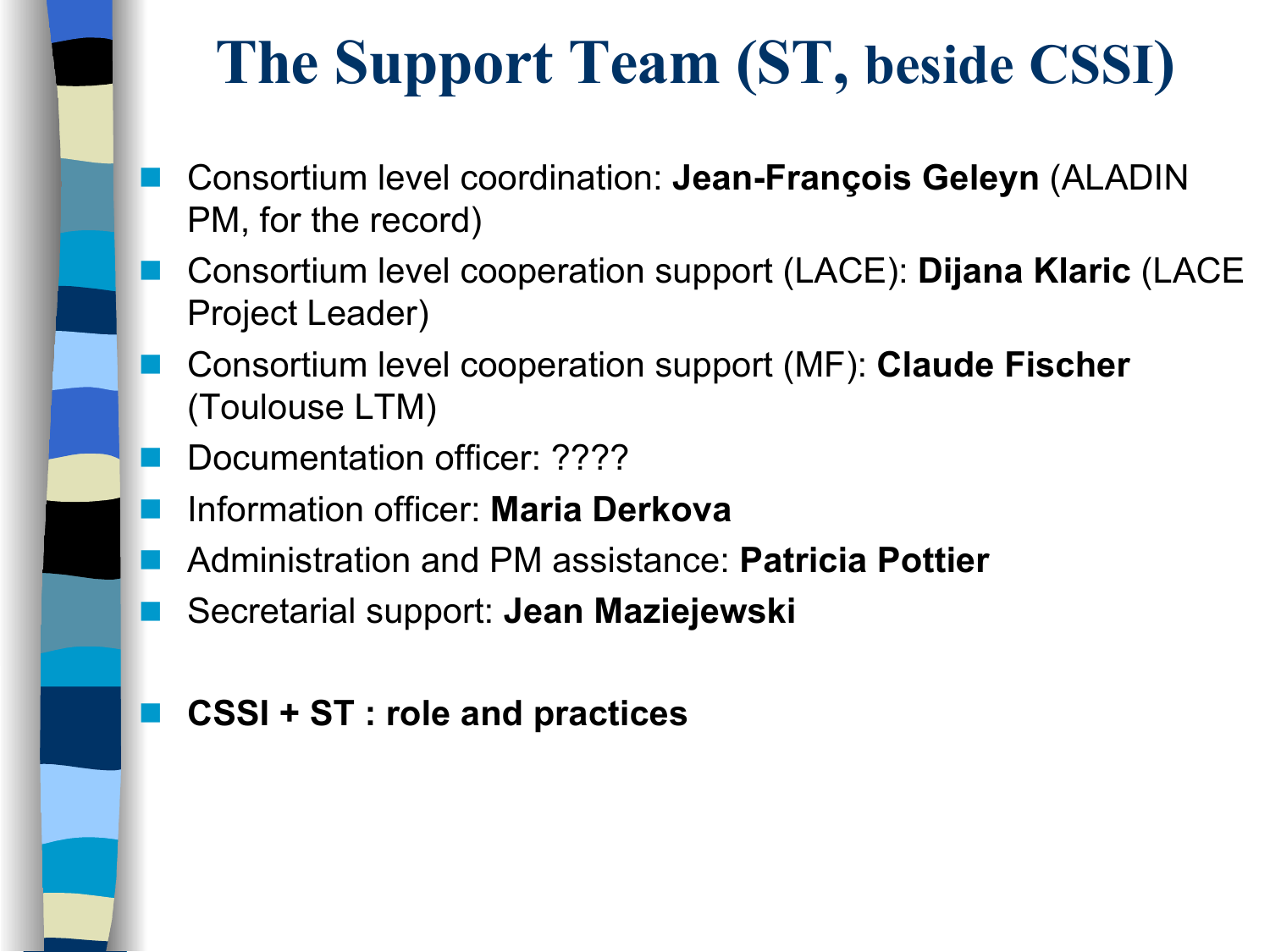# The Support Team (ST, beside CSSI)

- Consortium level coordination: **Jean-François Geleyn** (ALADIN PM, for the record)
- Consortium level cooperation support (LACE): **Dijana Klaric** (LACE Project Leader)
- Consortium level cooperation support (MF): **Claude Fischer** (Toulouse LTM)
- Documentation officer: ????
- Information officer: **Maria Derkova**
- Administration and PM assistance: **Patricia Pottier**
- Secretarial support: **Jean Maziejewski**

- **CSSI + ST : role and practices**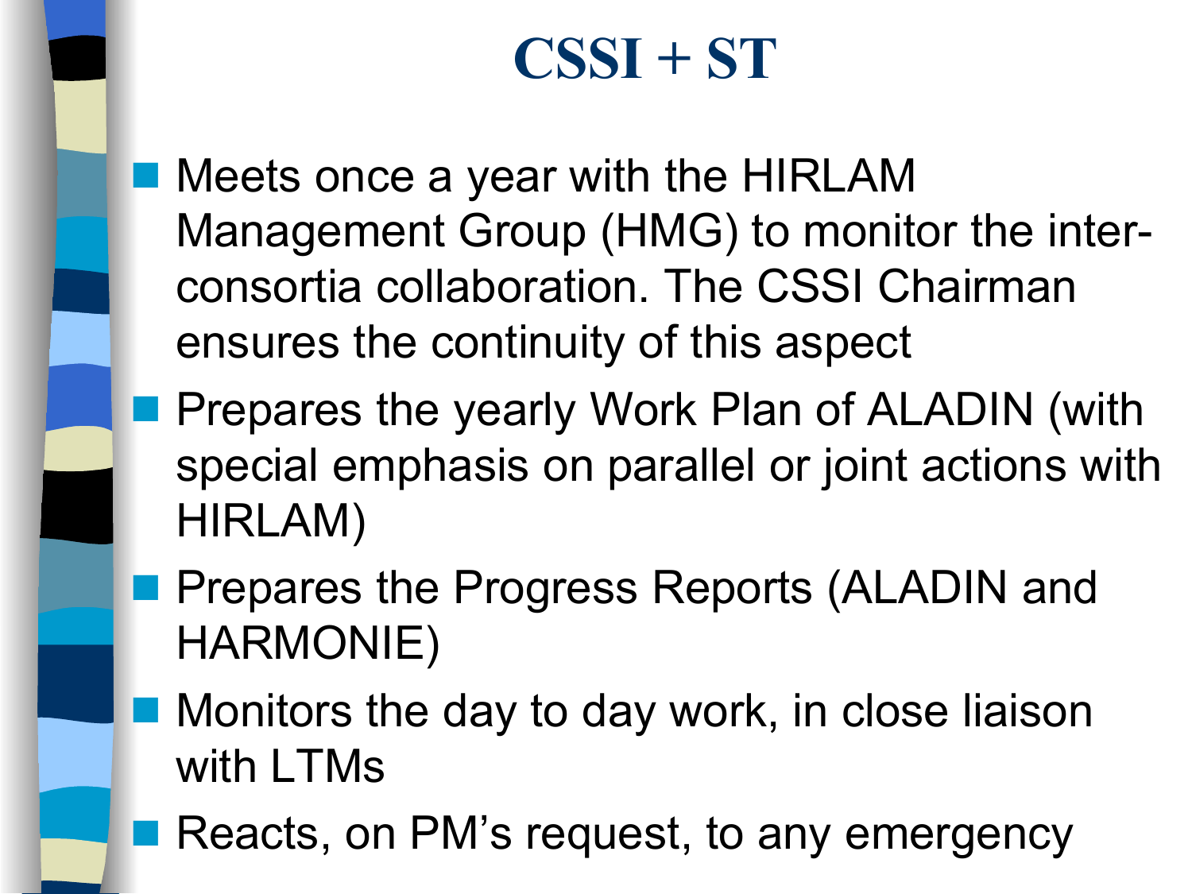# CSSI + ST

- Meets once a year with the HIRLAM Management Group (HMG) to monitor the inter-consortia collaboration. The CSSI Chairman ensures the continuity of this aspect
- Prepares the yearly Work Plan of ALADIN (with special emphasis on parallel or joint actions with HIRLAM)
- Prepares the Progress Reports (ALADIN and HARMONIE)
- Monitors the day to day work, in close liaison with LTMs
- Reacts, on PM's request, to any emergency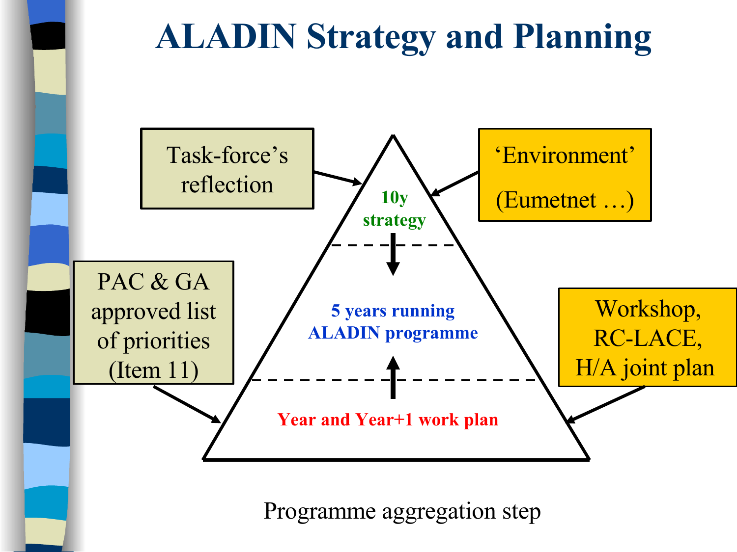# ALADIN Strategy and Planning

Task-force's reflection

'Environment' (Eumetnet …)

10y strategy

5 years running ALADIN programme

Year and Year+1 work plan

PAC & GA approved list of priorities (Item 11)

Workshop, RC-LACE, H/A joint plan

Programme aggregation step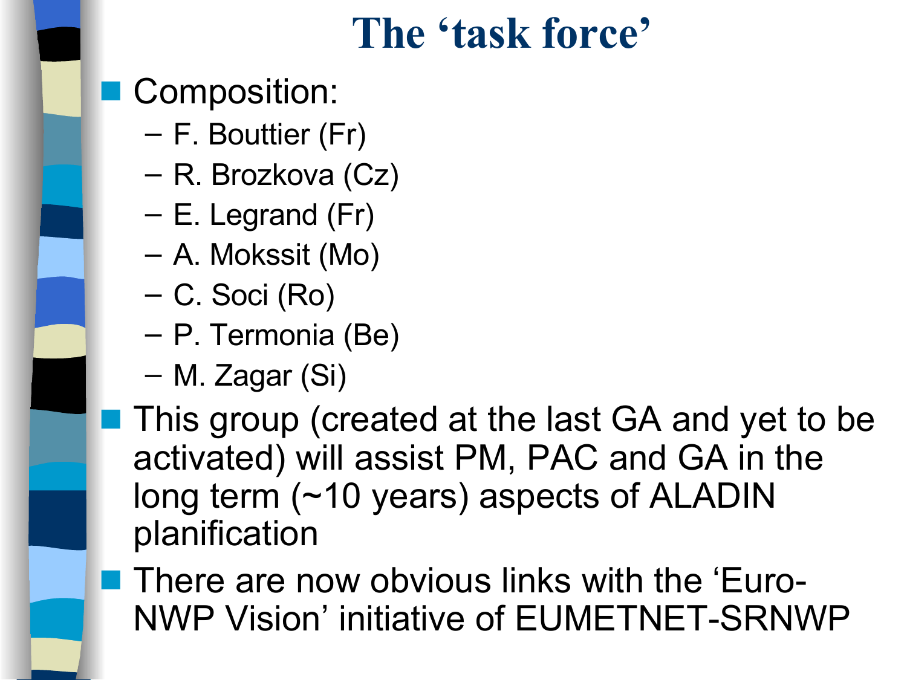# The ‘task force’

- Composition:
  - F. Bouttier (Fr)
  - R. Brozkova (Cz)
  - E. Legrand (Fr)
  - A. Mokssit (Mo)
  - C. Soci (Ro)
  - P. Termonia (Be)
  - M. Zagar (Si)
- This group (created at the last GA and yet to be activated) will assist PM, PAC and GA in the long term (~10 years) aspects of ALADIN planification
- There are now obvious links with the ‘Euro-NWP Vision’ initiative of EUMETNET-SRNWP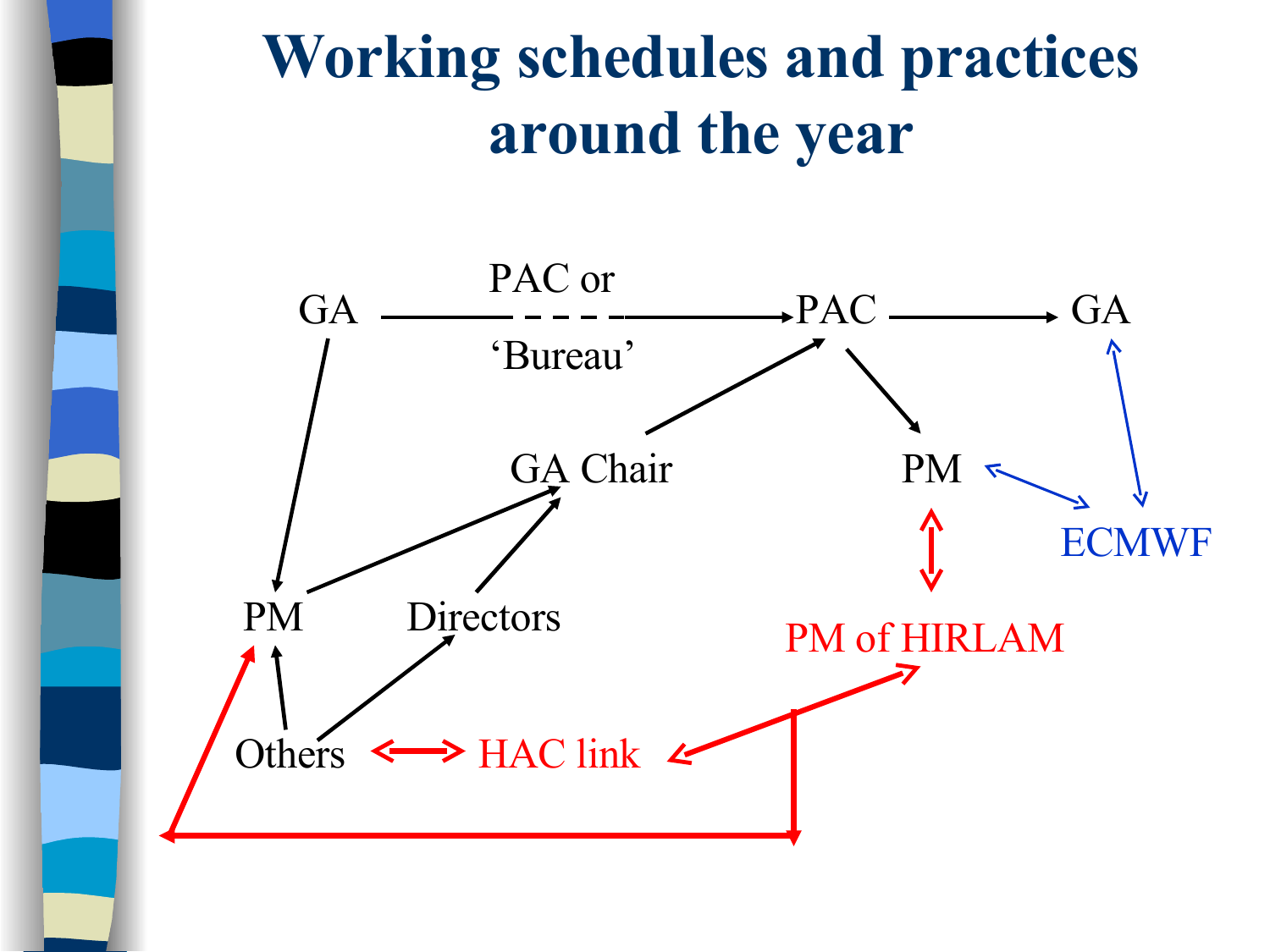# Working schedules and practices around the year

GA → PAC or 'Bureau' → PAC → GA

GA Chair

PM

ECMWF

PM

Directors

PM of HIRLAM

Others

HAC link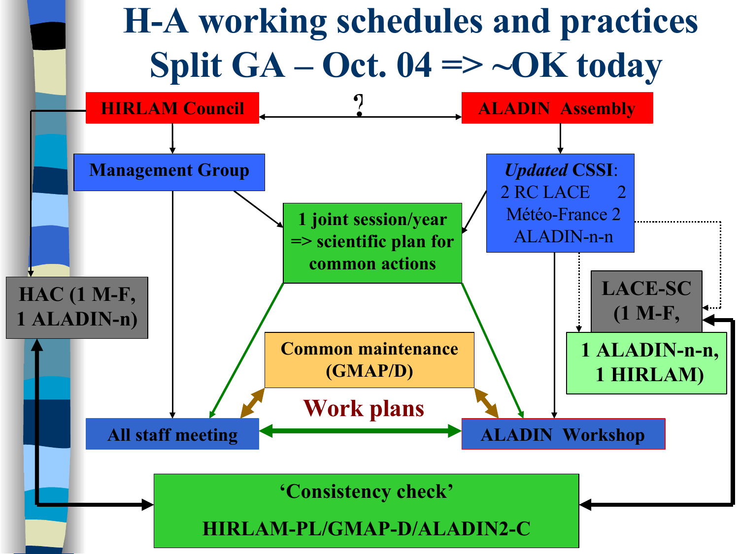# H-A working schedules and practices Split GA – Oct. 04 => ~OK today

HIRLAM Council

?

ALADIN Assembly

Management Group

*Updated* CSSI:
2 RC LACE 2
Météo-France 2
ALADIN-n-n

1 joint session/year
=> scientific plan for common actions

HAC (1 M-F,
1 ALADIN-n)

LACE-SC
(1 M-F,
1 ALADIN-n-n,
1 HIRLAM)

Common maintenance
(GMAP/D)

Work plans

All staff meeting

ALADIN Workshop

'Consistency check'

HIRLAM-PL/GMAP-D/ALADIN2-C